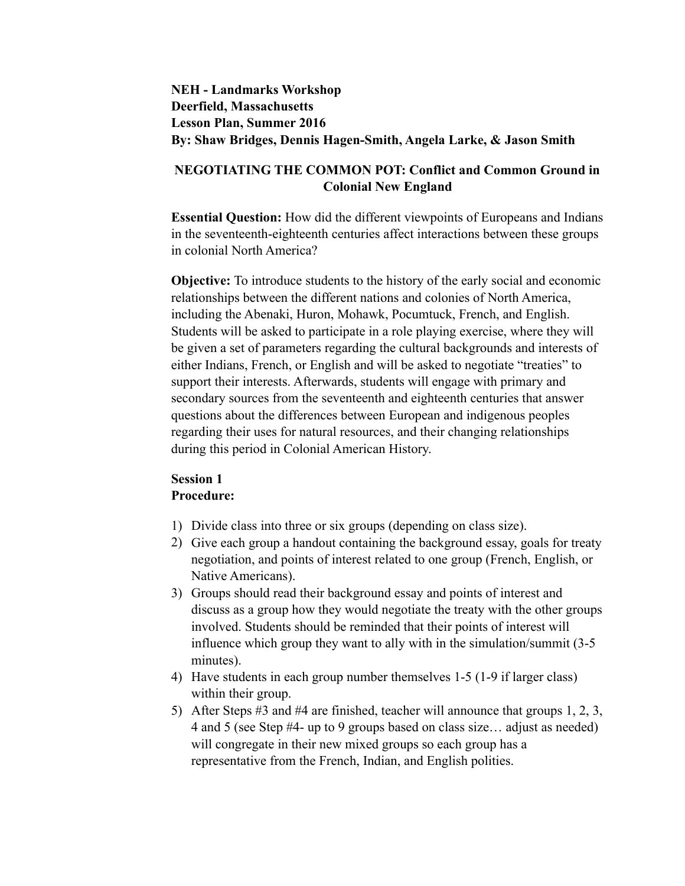**NEH - Landmarks Workshop**
**Deerfield, Massachusetts**
**Lesson Plan, Summer 2016**
**By: Shaw Bridges, Dennis Hagen-Smith, Angela Larke, & Jason Smith**

# NEGOTIATING THE COMMON POT: Conflict and Common Ground in Colonial New England

**Essential Question:** How did the different viewpoints of Europeans and Indians in the seventeenth-eighteenth centuries affect interactions between these groups in colonial North America?

**Objective:** To introduce students to the history of the early social and economic relationships between the different nations and colonies of North America, including the Abenaki, Huron, Mohawk, Pocumtuck, French, and English. Students will be asked to participate in a role playing exercise, where they will be given a set of parameters regarding the cultural backgrounds and interests of either Indians, French, or English and will be asked to negotiate "treaties" to support their interests. Afterwards, students will engage with primary and secondary sources from the seventeenth and eighteenth centuries that answer questions about the differences between European and indigenous peoples regarding their uses for natural resources, and their changing relationships during this period in Colonial American History.

## Session 1

**Procedure:**

1) Divide class into three or six groups (depending on class size).
2) Give each group a handout containing the background essay, goals for treaty negotiation, and points of interest related to one group (French, English, or Native Americans).
3) Groups should read their background essay and points of interest and discuss as a group how they would negotiate the treaty with the other groups involved. Students should be reminded that their points of interest will influence which group they want to ally with in the simulation/summit (3-5 minutes).
4) Have students in each group number themselves 1-5 (1-9 if larger class) within their group.
5) After Steps #3 and #4 are finished, teacher will announce that groups 1, 2, 3, 4 and 5 (see Step #4- up to 9 groups based on class size… adjust as needed) will congregate in their new mixed groups so each group has a representative from the French, Indian, and English polities.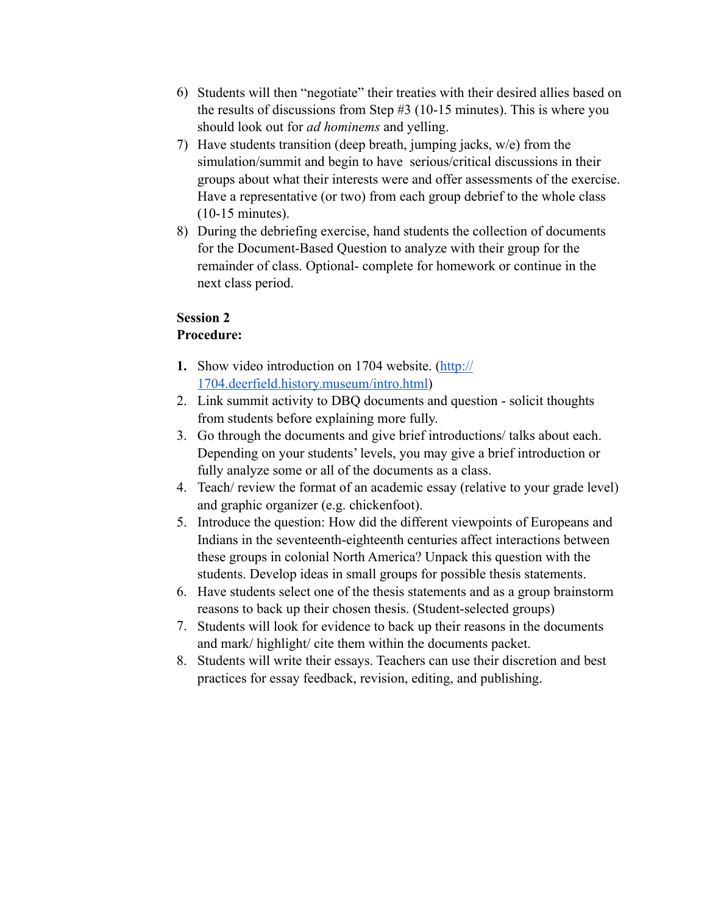6) Students will then "negotiate" their treaties with their desired allies based on the results of discussions from Step #3 (10-15 minutes). This is where you should look out for *ad hominems* and yelling.
7) Have students transition (deep breath, jumping jacks, w/e) from the simulation/summit and begin to have serious/critical discussions in their groups about what their interests were and offer assessments of the exercise. Have a representative (or two) from each group debrief to the whole class (10-15 minutes).
8) During the debriefing exercise, hand students the collection of documents for the Document-Based Question to analyze with their group for the remainder of class. Optional- complete for homework or continue in the next class period.

**Session 2**
**Procedure:**

1. Show video introduction on 1704 website. ([http://1704.deerfield.history.museum/intro.html](http://1704.deerfield.history.museum/intro.html))
2. Link summit activity to DBQ documents and question - solicit thoughts from students before explaining more fully.
3. Go through the documents and give brief introductions/ talks about each. Depending on your students' levels, you may give a brief introduction or fully analyze some or all of the documents as a class.
4. Teach/ review the format of an academic essay (relative to your grade level) and graphic organizer (e.g. chickenfoot).
5. Introduce the question: How did the different viewpoints of Europeans and Indians in the seventeenth-eighteenth centuries affect interactions between these groups in colonial North America? Unpack this question with the students. Develop ideas in small groups for possible thesis statements.
6. Have students select one of the thesis statements and as a group brainstorm reasons to back up their chosen thesis. (Student-selected groups)
7. Students will look for evidence to back up their reasons in the documents and mark/ highlight/ cite them within the documents packet.
8. Students will write their essays. Teachers can use their discretion and best practices for essay feedback, revision, editing, and publishing.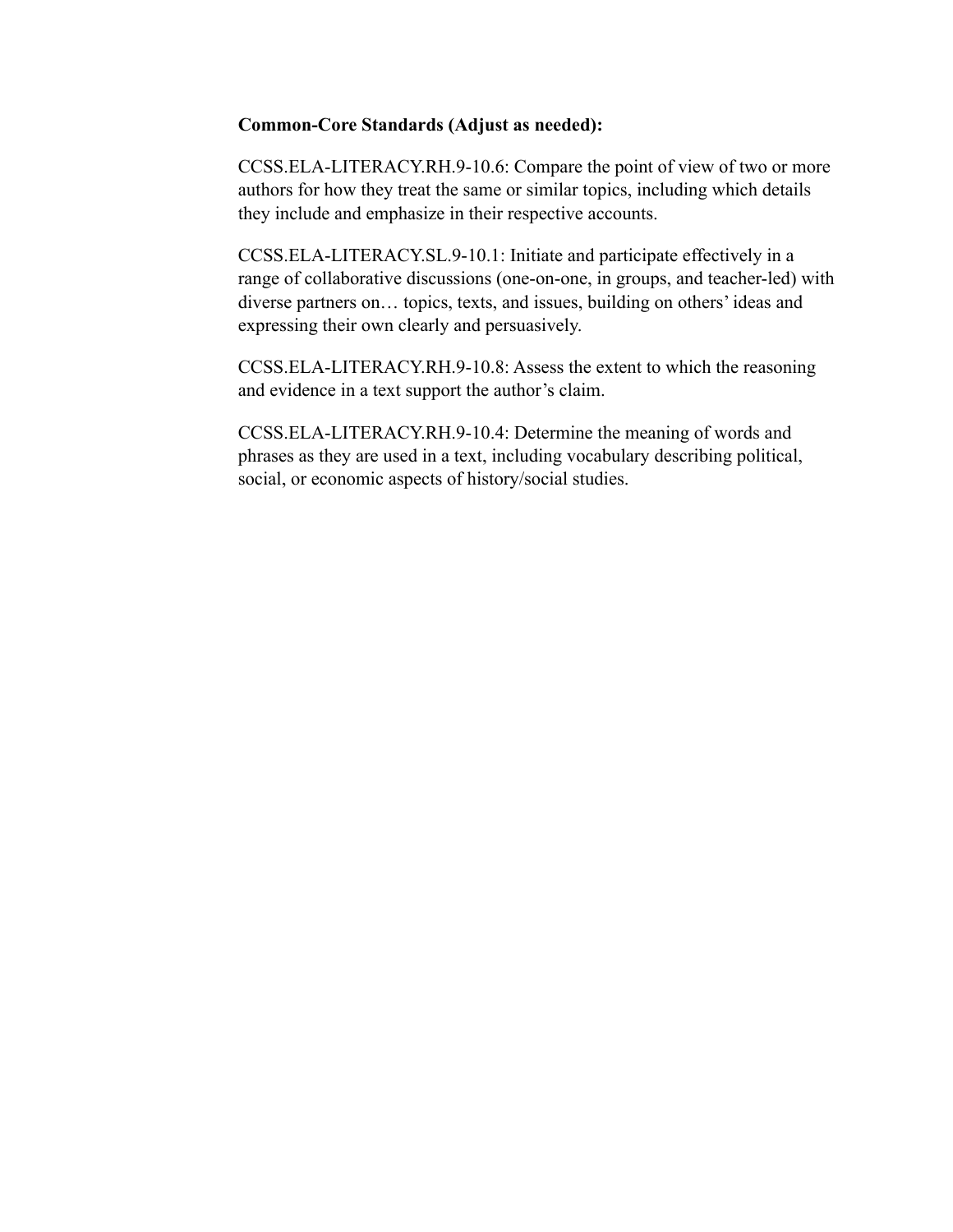**Common-Core Standards (Adjust as needed):**

CCSS.ELA-LITERACY.RH.9-10.6: Compare the point of view of two or more authors for how they treat the same or similar topics, including which details they include and emphasize in their respective accounts.

CCSS.ELA-LITERACY.SL.9-10.1: Initiate and participate effectively in a range of collaborative discussions (one-on-one, in groups, and teacher-led) with diverse partners on… topics, texts, and issues, building on others' ideas and expressing their own clearly and persuasively.

CCSS.ELA-LITERACY.RH.9-10.8: Assess the extent to which the reasoning and evidence in a text support the author's claim.

CCSS.ELA-LITERACY.RH.9-10.4: Determine the meaning of words and phrases as they are used in a text, including vocabulary describing political, social, or economic aspects of history/social studies.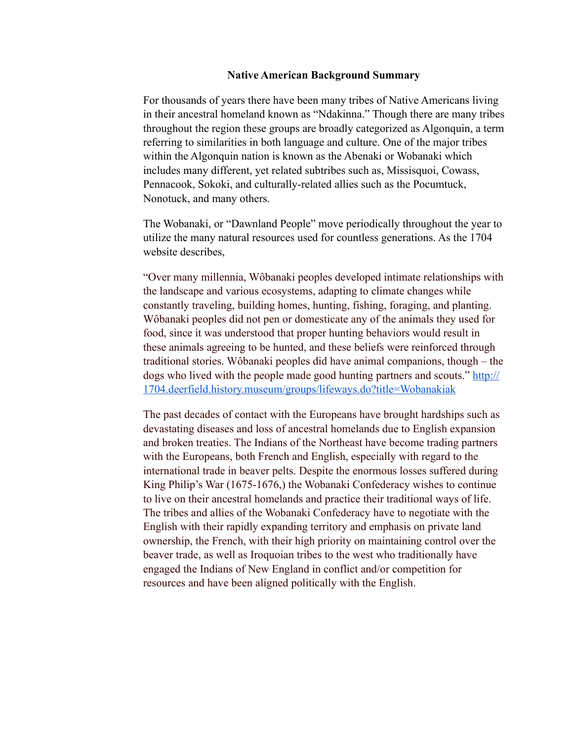### Native American Background Summary

For thousands of years there have been many tribes of Native Americans living in their ancestral homeland known as "Ndakinna." Though there are many tribes throughout the region these groups are broadly categorized as Algonquin, a term referring to similarities in both language and culture. One of the major tribes within the Algonquin nation is known as the Abenaki or Wobanaki which includes many different, yet related subtribes such as, Missisquoi, Cowass, Pennacook, Sokoki, and culturally-related allies such as the Pocumtuck, Nonotuck, and many others.

The Wobanaki, or "Dawnland People" move periodically throughout the year to utilize the many natural resources used for countless generations. As the 1704 website describes,

"Over many millennia, Wôbanaki peoples developed intimate relationships with the landscape and various ecosystems, adapting to climate changes while constantly traveling, building homes, hunting, fishing, foraging, and planting. Wôbanaki peoples did not pen or domesticate any of the animals they used for food, since it was understood that proper hunting behaviors would result in these animals agreeing to be hunted, and these beliefs were reinforced through traditional stories. Wôbanaki peoples did have animal companions, though – the dogs who lived with the people made good hunting partners and scouts." [http://1704.deerfield.history.museum/groups/lifeways.do?title=Wobanakiak](http://1704.deerfield.history.museum/groups/lifeways.do?title=Wobanakiak)

The past decades of contact with the Europeans have brought hardships such as devastating diseases and loss of ancestral homelands due to English expansion and broken treaties. The Indians of the Northeast have become trading partners with the Europeans, both French and English, especially with regard to the international trade in beaver pelts. Despite the enormous losses suffered during King Philip's War (1675-1676,) the Wobanaki Confederacy wishes to continue to live on their ancestral homelands and practice their traditional ways of life. The tribes and allies of the Wobanaki Confederacy have to negotiate with the English with their rapidly expanding territory and emphasis on private land ownership, the French, with their high priority on maintaining control over the beaver trade, as well as Iroquoian tribes to the west who traditionally have engaged the Indians of New England in conflict and/or competition for resources and have been aligned politically with the English.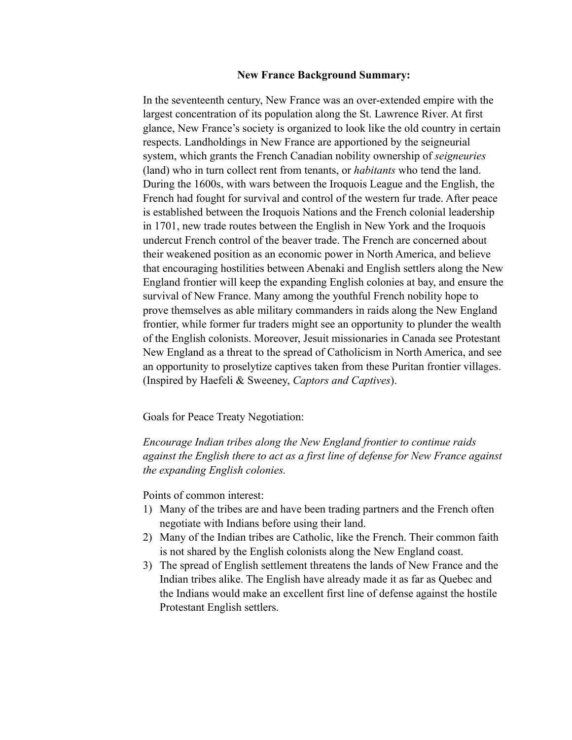**New France Background Summary:**

In the seventeenth century, New France was an over-extended empire with the largest concentration of its population along the St. Lawrence River. At first glance, New France's society is organized to look like the old country in certain respects. Landholdings in New France are apportioned by the seigneurial system, which grants the French Canadian nobility ownership of *seigneuries* (land) who in turn collect rent from tenants, or *habitants* who tend the land. During the 1600s, with wars between the Iroquois League and the English, the French had fought for survival and control of the western fur trade. After peace is established between the Iroquois Nations and the French colonial leadership in 1701, new trade routes between the English in New York and the Iroquois undercut French control of the beaver trade. The French are concerned about their weakened position as an economic power in North America, and believe that encouraging hostilities between Abenaki and English settlers along the New England frontier will keep the expanding English colonies at bay, and ensure the survival of New France. Many among the youthful French nobility hope to prove themselves as able military commanders in raids along the New England frontier, while former fur traders might see an opportunity to plunder the wealth of the English colonists. Moreover, Jesuit missionaries in Canada see Protestant New England as a threat to the spread of Catholicism in North America, and see an opportunity to proselytize captives taken from these Puritan frontier villages. (Inspired by Haefeli & Sweeney, *Captors and Captives*).

Goals for Peace Treaty Negotiation:

*Encourage Indian tribes along the New England frontier to continue raids against the English there to act as a first line of defense for New France against the expanding English colonies.*

Points of common interest:

1) Many of the tribes are and have been trading partners and the French often negotiate with Indians before using their land.
2) Many of the Indian tribes are Catholic, like the French. Their common faith is not shared by the English colonists along the New England coast.
3) The spread of English settlement threatens the lands of New France and the Indian tribes alike. The English have already made it as far as Quebec and the Indians would make an excellent first line of defense against the hostile Protestant English settlers.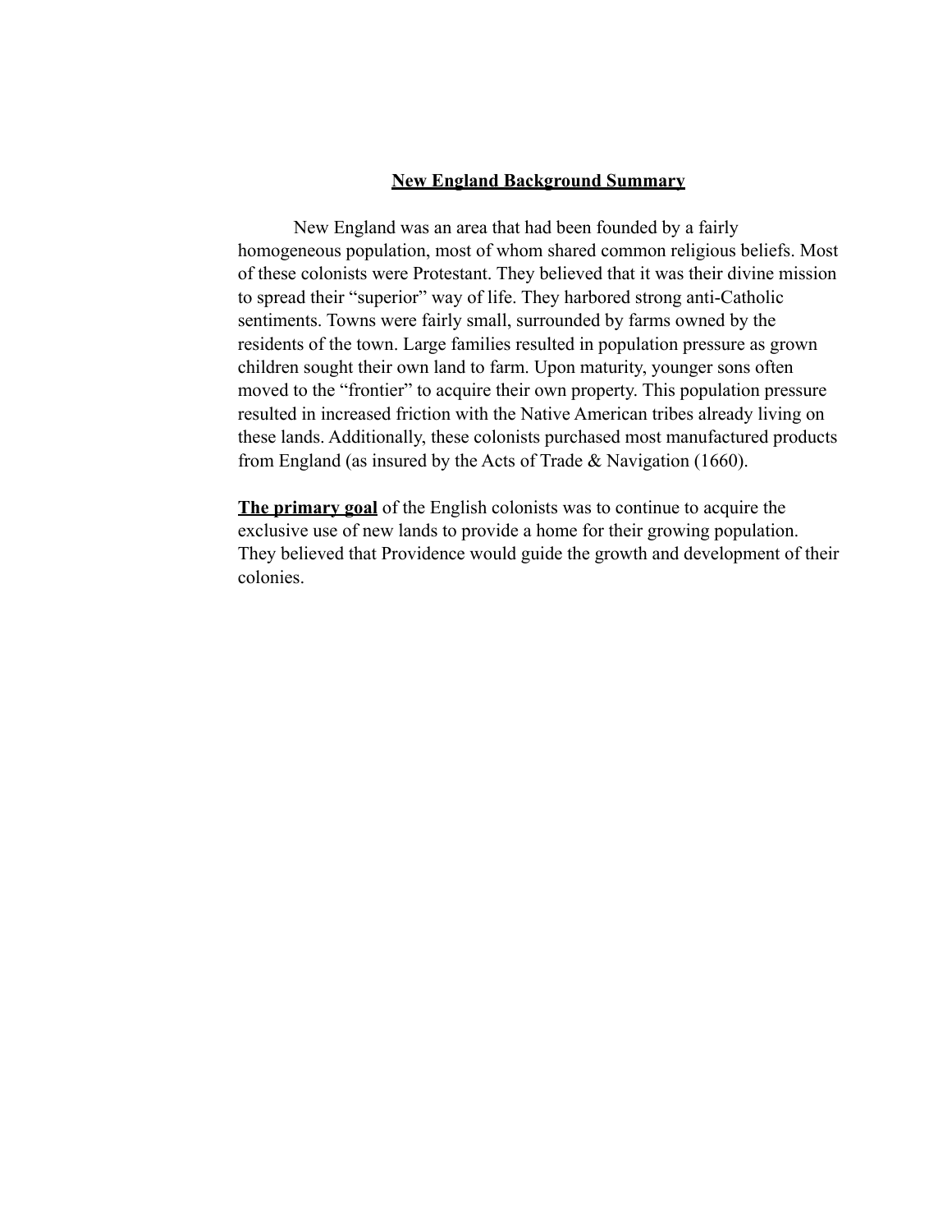## **New England Background Summary**

New England was an area that had been founded by a fairly homogeneous population, most of whom shared common religious beliefs. Most of these colonists were Protestant. They believed that it was their divine mission to spread their “superior” way of life. They harbored strong anti-Catholic sentiments. Towns were fairly small, surrounded by farms owned by the residents of the town. Large families resulted in population pressure as grown children sought their own land to farm. Upon maturity, younger sons often moved to the “frontier” to acquire their own property. This population pressure resulted in increased friction with the Native American tribes already living on these lands. Additionally, these colonists purchased most manufactured products from England (as insured by the Acts of Trade & Navigation (1660).

**The primary goal** of the English colonists was to continue to acquire the exclusive use of new lands to provide a home for their growing population. They believed that Providence would guide the growth and development of their colonies.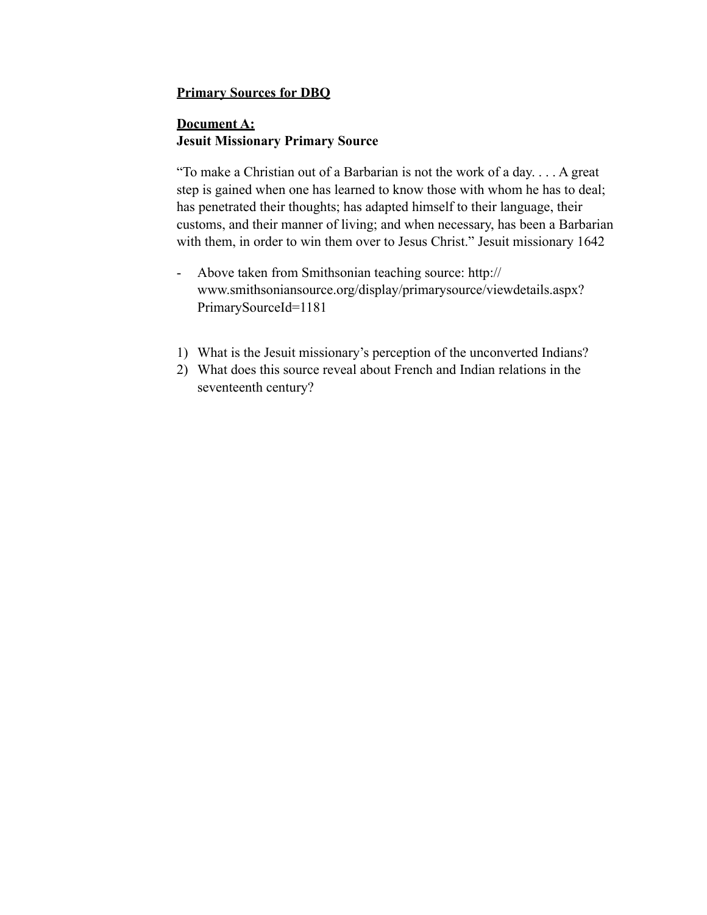**<u>Primary Sources for DBQ</u>**

**<u>Document A:</u>**
**Jesuit Missionary Primary Source**

"To make a Christian out of a Barbarian is not the work of a day. . . . A great step is gained when one has learned to know those with whom he has to deal; has penetrated their thoughts; has adapted himself to their language, their customs, and their manner of living; and when necessary, has been a Barbarian with them, in order to win them over to Jesus Christ." Jesuit missionary 1642

- Above taken from Smithsonian teaching source: http://www.smithsoniansource.org/display/primarysource/viewdetails.aspx?PrimarySourceId=1181

1) What is the Jesuit missionary's perception of the unconverted Indians?
2) What does this source reveal about French and Indian relations in the seventeenth century?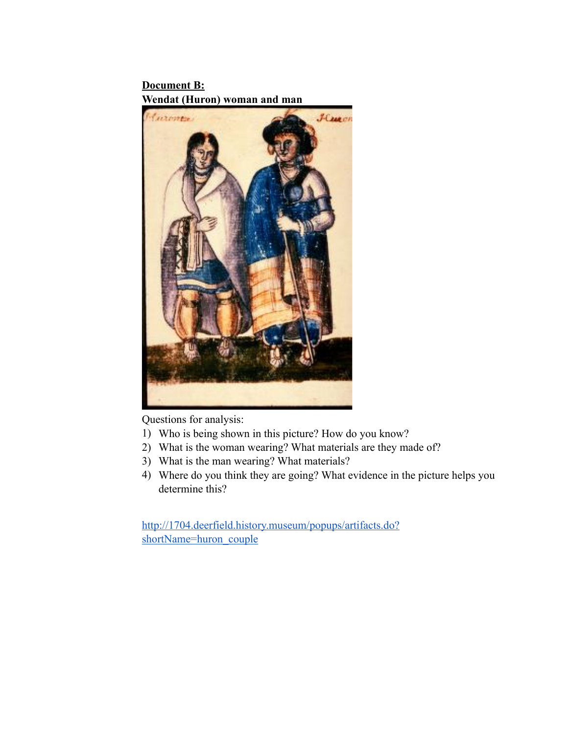**Document B:**
**Wendat (Huron) woman and man**

Questions for analysis:

1) Who is being shown in this picture? How do you know?
2) What is the woman wearing? What materials are they made of?
3) What is the man wearing? What materials?
4) Where do you think they are going? What evidence in the picture helps you determine this?

http://1704.deerfield.history.museum/popups/artifacts.do?shortName=huron_couple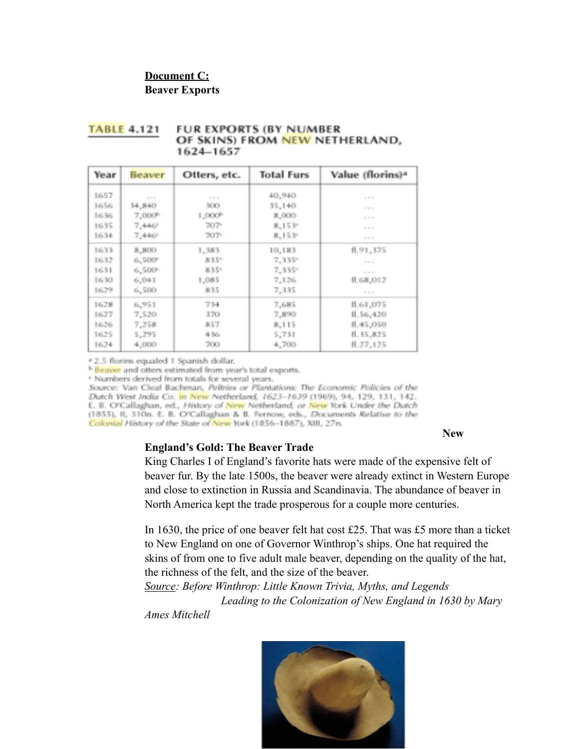**Document C:**
**Beaver Exports**

TABLE 4.121 FUR EXPORTS (BY NUMBER OF SKINS) FROM NEW NETHERLAND, 1624–1657

| Year | Beaver | Otters, etc. | Total Furs | Value (florins)[a] |
|---|---|---|---|---|
| 1657 | ... | ... | 40,940 | ... |
| 1656 | 34,840 | 300 | 35,140 | ... |
| 1636 | 7,000[b] | 1,000[b] | 8,000 | ... |
| 1635 | 7,446[c] | 707[c] | 8,153[c] | ... |
| 1634 | 7,446[c] | 707[c] | 8,153[c] | ... |
| 1633 | 8,800 | 1,383 | 10,183 | fl.91,375 |
| 1632 | 6,500[c] | 835[c] | 7,335[c] | ... |
| 1631 | 6,500[c] | 835[c] | 7,335[c] | ... |
| 1630 | 6,041 | 1,085 | 7,126 | fl.68,012 |
| 1629 | 6,500 | 835 | 7,335 | ... |
| 1628 | 6,951 | 734 | 7,685 | fl.61,075 |
| 1627 | 7,520 | 370 | 7,890 | fl.56,420 |
| 1626 | 7,258 | 857 | 8,115 | fl.45,050 |
| 1625 | 5,295 | 436 | 5,731 | fl.35,825 |
| 1624 | 4,000 | 700 | 4,700 | fl.27,125 |

[a] 2.5 florins equaled 1 Spanish dollar.
[b] Beaver and otters estimated from year's total exports.
[c] Numbers derived from totals for several years.
Source: Van Cleaf Bachman, *Peltries or Plantations: The Economic Policies of the Dutch West India Co. in New Netherland, 1623–1639* (1969), 94, 129, 131, 142. E. B. O'Callaghan, ed., *History of New Netherland, or New York Under the Dutch* (1855), II, 310n. E. B. O'Callaghan & B. Fernow, eds., *Documents Relative to the Colonial History of the State of New York* (1856–1887), XIII, 27n.

**New England's Gold: The Beaver Trade**

King Charles I of England's favorite hats were made of the expensive felt of beaver fur. By the late 1500s, the beaver were already extinct in Western Europe and close to extinction in Russia and Scandinavia. The abundance of beaver in North America kept the trade prosperous for a couple more centuries.

In 1630, the price of one beaver felt hat cost £25. That was £5 more than a ticket to New England on one of Governor Winthrop's ships. One hat required the skins of from one to five adult male beaver, depending on the quality of the hat, the richness of the felt, and the size of the beaver.

Source: *Before Winthrop: Little Known Trivia, Myths, and Legends Leading to the Colonization of New England in 1630 by Mary Ames Mitchell*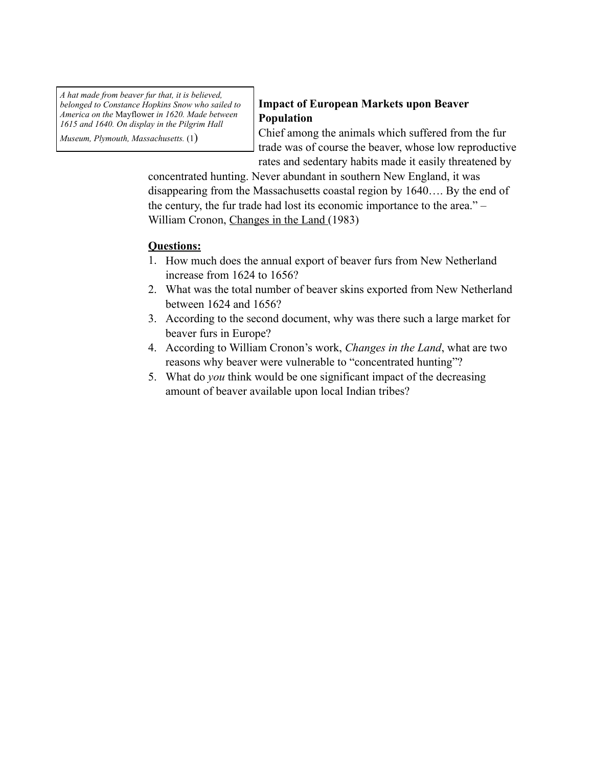*A hat made from beaver fur that, it is believed, belonged to Constance Hopkins Snow who sailed to America on the* Mayflower *in 1620. Made between 1615 and 1640. On display in the Pilgrim Hall Museum, Plymouth, Massachusetts.* (1)

**Impact of European Markets upon Beaver Population**

Chief among the animals which suffered from the fur trade was of course the beaver, whose low reproductive rates and sedentary habits made it easily threatened by concentrated hunting. Never abundant in southern New England, it was disappearing from the Massachusetts coastal region by 1640…. By the end of the century, the fur trade had lost its economic importance to the area." – William Cronon, Changes in the Land (1983)

**Questions:**

1. How much does the annual export of beaver furs from New Netherland increase from 1624 to 1656?
2. What was the total number of beaver skins exported from New Netherland between 1624 and 1656?
3. According to the second document, why was there such a large market for beaver furs in Europe?
4. According to William Cronon's work, *Changes in the Land*, what are two reasons why beaver were vulnerable to "concentrated hunting"?
5. What do *you* think would be one significant impact of the decreasing amount of beaver available upon local Indian tribes?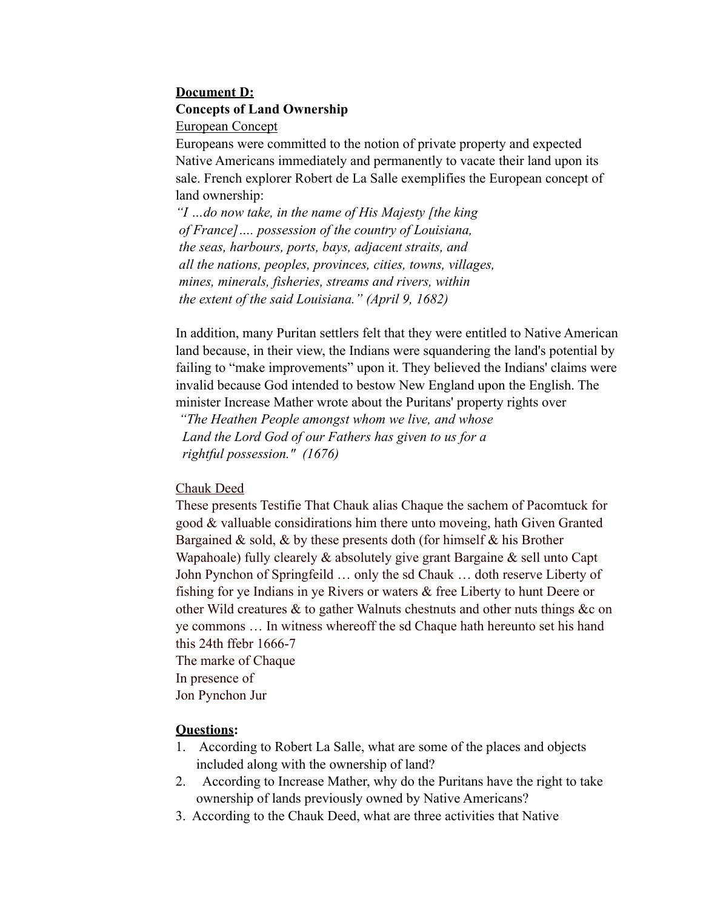**<u>Document D:</u>**

**Concepts of Land Ownership**

<u>European Concept</u>

Europeans were committed to the notion of private property and expected Native Americans immediately and permanently to vacate their land upon its sale. French explorer Robert de La Salle exemplifies the European concept of land ownership:

*"I …do now take, in the name of His Majesty [the king of France]…. possession of the country of Louisiana, the seas, harbours, ports, bays, adjacent straits, and all the nations, peoples, provinces, cities, towns, villages, mines, minerals, fisheries, streams and rivers, within the extent of the said Louisiana." (April 9, 1682)*

In addition, many Puritan settlers felt that they were entitled to Native American land because, in their view, the Indians were squandering the land's potential by failing to "make improvements" upon it. They believed the Indians' claims were invalid because God intended to bestow New England upon the English. The minister Increase Mather wrote about the Puritans' property rights over

*"The Heathen People amongst whom we live, and whose Land the Lord God of our Fathers has given to us for a rightful possession." (1676)*

<u>Chauk Deed</u>

These presents Testifie That Chauk alias Chaque the sachem of Pacomtuck for good & valluable considirations him there unto moveing, hath Given Granted Bargained & sold, & by these presents doth (for himself & his Brother Wapahoale) fully clearely & absolutely give grant Bargaine & sell unto Capt John Pynchon of Springfeild … only the sd Chauk … doth reserve Liberty of fishing for ye Indians in ye Rivers or waters & free Liberty to hunt Deere or other Wild creatures & to gather Walnuts chestnuts and other nuts things &c on ye commons … In witness whereoff the sd Chaque hath hereunto set his hand this 24th ffebr 1666-7

The marke of Chaque

In presence of

Jon Pynchon Jur

**<u>Questions</u>:**

1. According to Robert La Salle, what are some of the places and objects included along with the ownership of land?
2. According to Increase Mather, why do the Puritans have the right to take ownership of lands previously owned by Native Americans?
3. According to the Chauk Deed, what are three activities that Native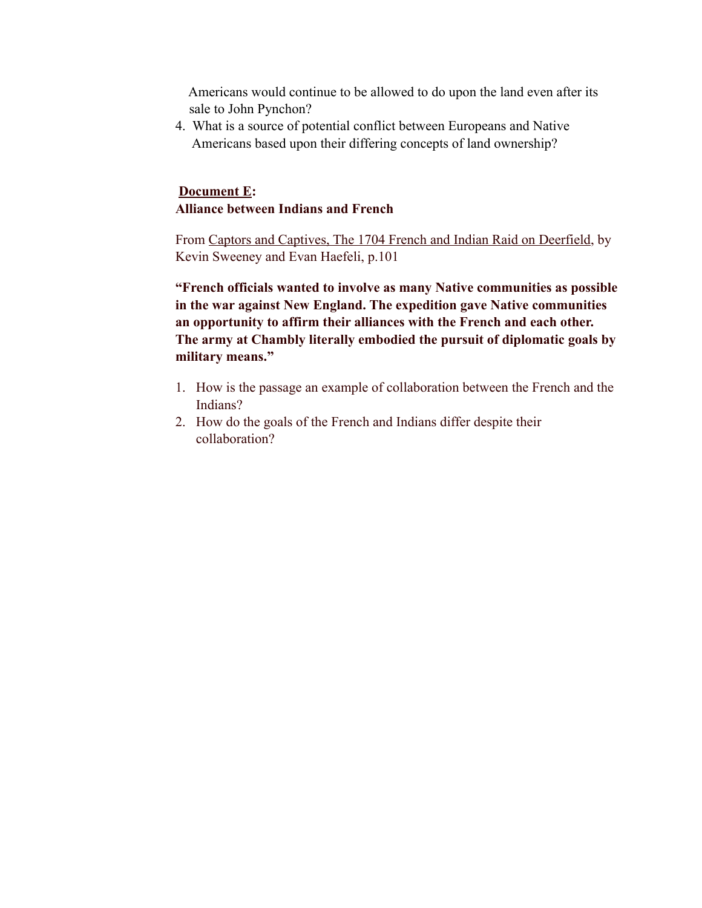Americans would continue to be allowed to do upon the land even after its sale to John Pynchon?

4. What is a source of potential conflict between Europeans and Native Americans based upon their differing concepts of land ownership?

**Document E:**

**Alliance between Indians and French**

From Captors and Captives, The 1704 French and Indian Raid on Deerfield, by Kevin Sweeney and Evan Haefeli, p.101

**"French officials wanted to involve as many Native communities as possible in the war against New England. The expedition gave Native communities an opportunity to affirm their alliances with the French and each other. The army at Chambly literally embodied the pursuit of diplomatic goals by military means."**

1. How is the passage an example of collaboration between the French and the Indians?
2. How do the goals of the French and Indians differ despite their collaboration?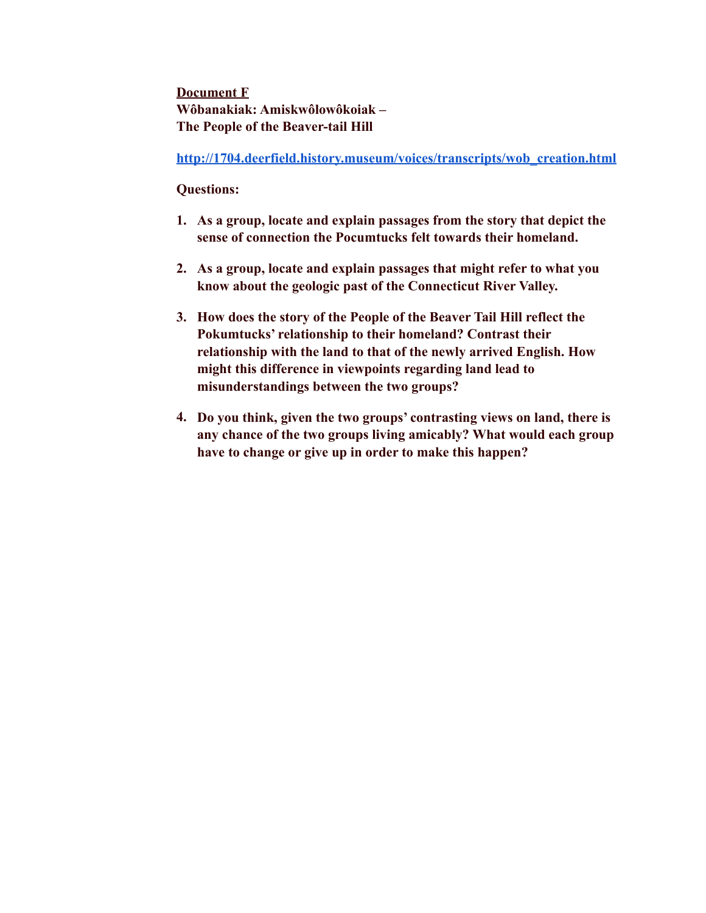**<u>Document F</u>**
**Wôbanakiak: Amiskwôlowôkoiak –**
**The People of the Beaver-tail Hill**

[http://1704.deerfield.history.museum/voices/transcripts/wob_creation.html](http://1704.deerfield.history.museum/voices/transcripts/wob_creation.html)

**Questions:**

1. **As a group, locate and explain passages from the story that depict the sense of connection the Pocumtucks felt towards their homeland.**

2. **As a group, locate and explain passages that might refer to what you know about the geologic past of the Connecticut River Valley.**

3. **How does the story of the People of the Beaver Tail Hill reflect the Pokumtucks' relationship to their homeland? Contrast their relationship with the land to that of the newly arrived English. How might this difference in viewpoints regarding land lead to misunderstandings between the two groups?**

4. **Do you think, given the two groups' contrasting views on land, there is any chance of the two groups living amicably? What would each group have to change or give up in order to make this happen?**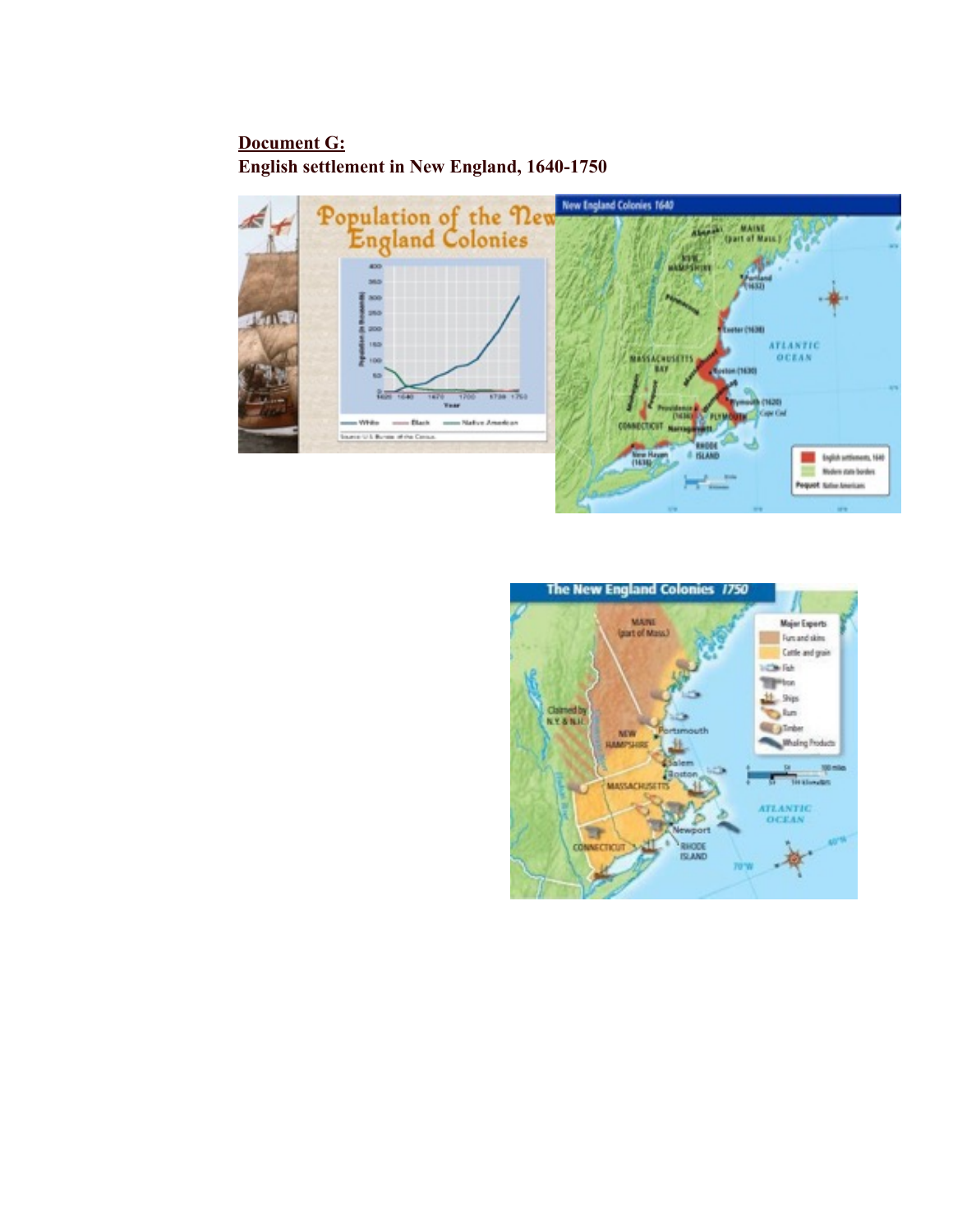**Document G:**

**English settlement in New England, 1640-1750**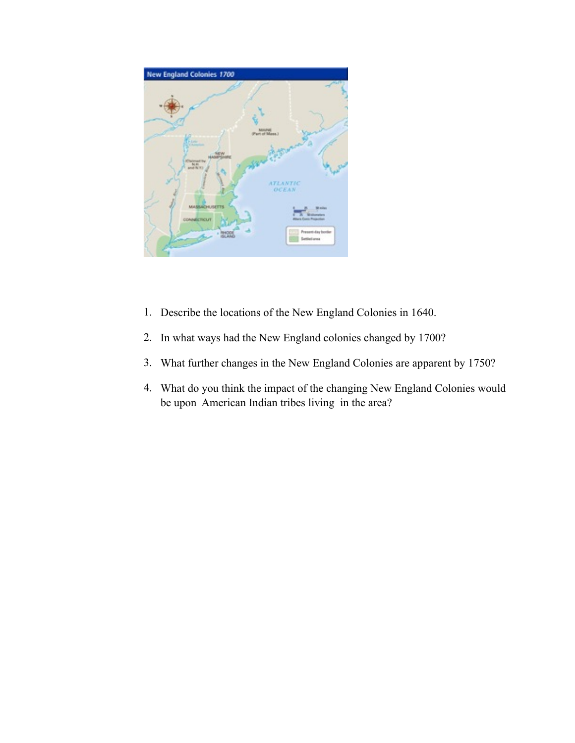1. Describe the locations of the New England Colonies in 1640.
2. In what ways had the New England colonies changed by 1700?
3. What further changes in the New England Colonies are apparent by 1750?
4. What do you think the impact of the changing New England Colonies would be upon American Indian tribes living in the area?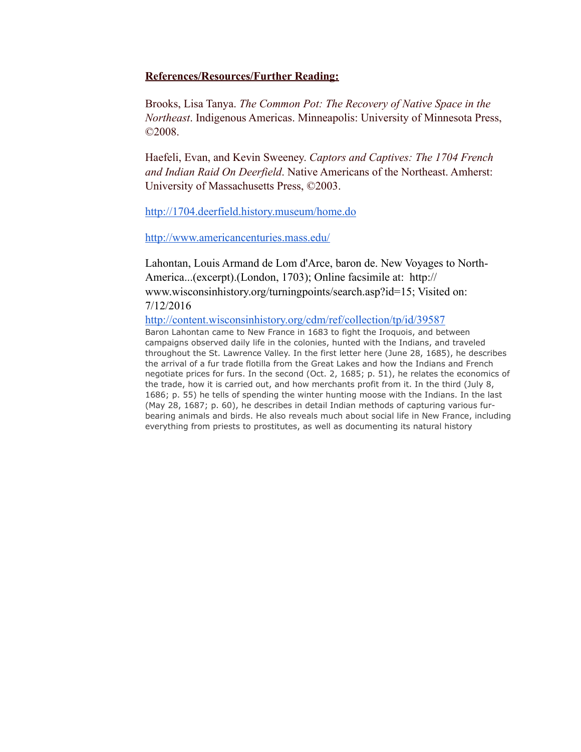**References/Resources/Further Reading:**

Brooks, Lisa Tanya. *The Common Pot: The Recovery of Native Space in the Northeast*. Indigenous Americas. Minneapolis: University of Minnesota Press, ©2008.

Haefeli, Evan, and Kevin Sweeney. *Captors and Captives: The 1704 French and Indian Raid On Deerfield*. Native Americans of the Northeast. Amherst: University of Massachusetts Press, ©2003.

http://1704.deerfield.history.museum/home.do

http://www.americancenturies.mass.edu/

Lahontan, Louis Armand de Lom d'Arce, baron de. New Voyages to North-America...(excerpt).(London, 1703); Online facsimile at: http://www.wisconsinhistory.org/turningpoints/search.asp?id=15; Visited on: 7/12/2016

http://content.wisconsinhistory.org/cdm/ref/collection/tp/id/39587

Baron Lahontan came to New France in 1683 to fight the Iroquois, and between campaigns observed daily life in the colonies, hunted with the Indians, and traveled throughout the St. Lawrence Valley. In the first letter here (June 28, 1685), he describes the arrival of a fur trade flotilla from the Great Lakes and how the Indians and French negotiate prices for furs. In the second (Oct. 2, 1685; p. 51), he relates the economics of the trade, how it is carried out, and how merchants profit from it. In the third (July 8, 1686; p. 55) he tells of spending the winter hunting moose with the Indians. In the last (May 28, 1687; p. 60), he describes in detail Indian methods of capturing various fur-bearing animals and birds. He also reveals much about social life in New France, including everything from priests to prostitutes, as well as documenting its natural history